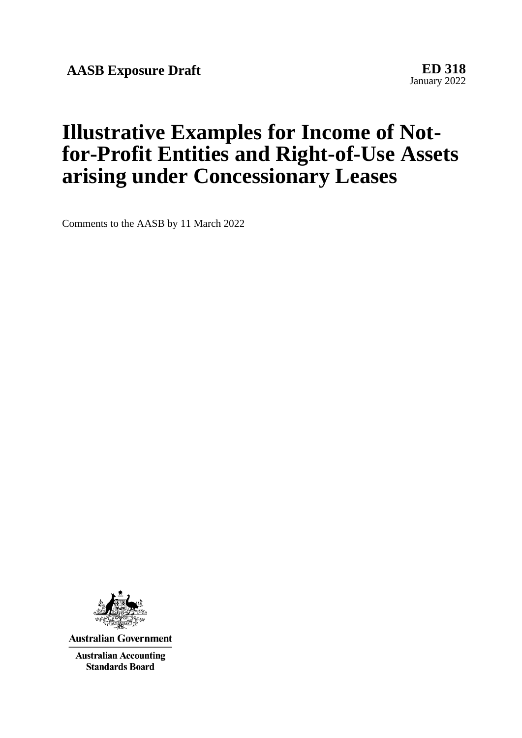**AASB Exposure Draft**

**ED 318**
January 2022

# Illustrative Examples for Income of Not-for-Profit Entities and Right-of-Use Assets arising under Concessionary Leases

Comments to the AASB by 11 March 2022

**Australian Government**

**Australian Accounting Standards Board**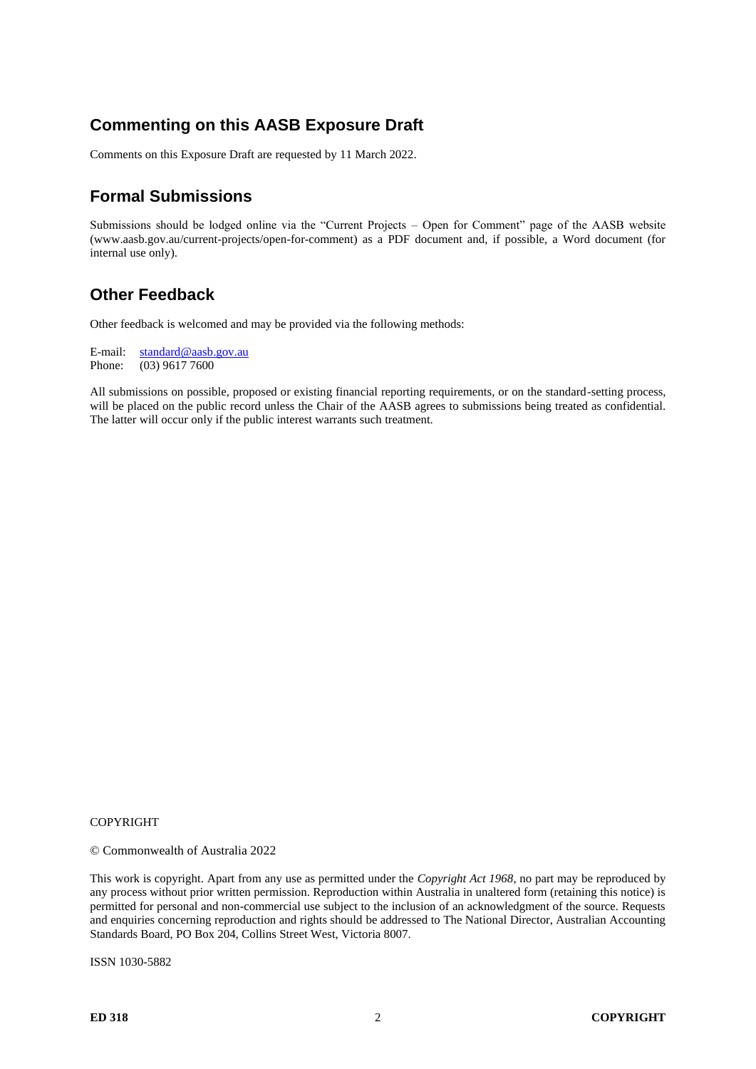## Commenting on this AASB Exposure Draft

Comments on this Exposure Draft are requested by 11 March 2022.

## Formal Submissions

Submissions should be lodged online via the "Current Projects – Open for Comment" page of the AASB website (www.aasb.gov.au/current-projects/open-for-comment) as a PDF document and, if possible, a Word document (for internal use only).

## Other Feedback

Other feedback is welcomed and may be provided via the following methods:

E-mail: standard@aasb.gov.au
Phone: (03) 9617 7600

All submissions on possible, proposed or existing financial reporting requirements, or on the standard-setting process, will be placed on the public record unless the Chair of the AASB agrees to submissions being treated as confidential. The latter will occur only if the public interest warrants such treatment.

COPYRIGHT

© Commonwealth of Australia 2022

This work is copyright. Apart from any use as permitted under the *Copyright Act 1968*, no part may be reproduced by any process without prior written permission. Reproduction within Australia in unaltered form (retaining this notice) is permitted for personal and non-commercial use subject to the inclusion of an acknowledgment of the source. Requests and enquiries concerning reproduction and rights should be addressed to The National Director, Australian Accounting Standards Board, PO Box 204, Collins Street West, Victoria 8007.

ISSN 1030-5882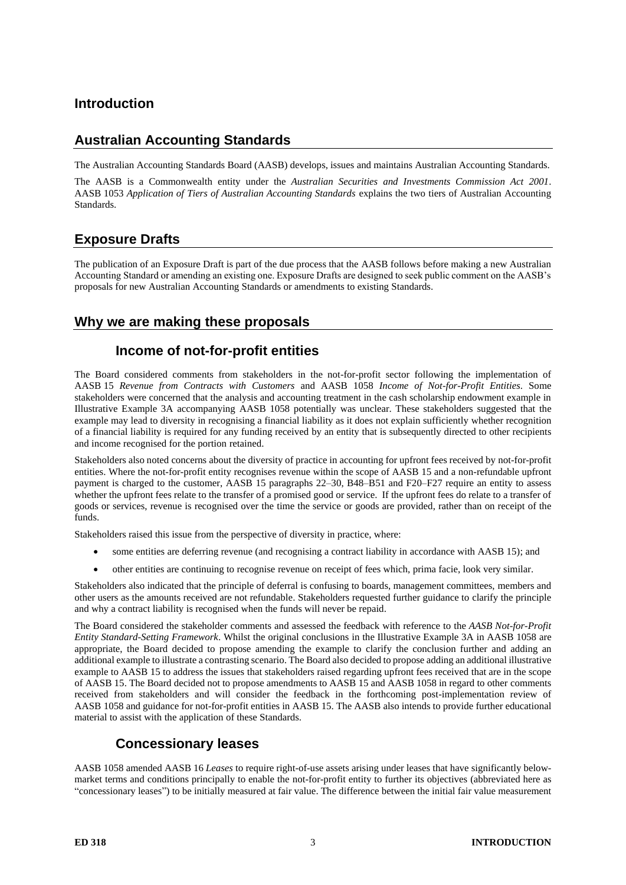# Introduction

## Australian Accounting Standards

The Australian Accounting Standards Board (AASB) develops, issues and maintains Australian Accounting Standards.

The AASB is a Commonwealth entity under the *Australian Securities and Investments Commission Act 2001*. AASB 1053 *Application of Tiers of Australian Accounting Standards* explains the two tiers of Australian Accounting Standards.

## Exposure Drafts

The publication of an Exposure Draft is part of the due process that the AASB follows before making a new Australian Accounting Standard or amending an existing one. Exposure Drafts are designed to seek public comment on the AASB's proposals for new Australian Accounting Standards or amendments to existing Standards.

## Why we are making these proposals

### Income of not-for-profit entities

The Board considered comments from stakeholders in the not-for-profit sector following the implementation of AASB 15 *Revenue from Contracts with Customers* and AASB 1058 *Income of Not-for-Profit Entities*. Some stakeholders were concerned that the analysis and accounting treatment in the cash scholarship endowment example in Illustrative Example 3A accompanying AASB 1058 potentially was unclear. These stakeholders suggested that the example may lead to diversity in recognising a financial liability as it does not explain sufficiently whether recognition of a financial liability is required for any funding received by an entity that is subsequently directed to other recipients and income recognised for the portion retained.

Stakeholders also noted concerns about the diversity of practice in accounting for upfront fees received by not-for-profit entities. Where the not-for-profit entity recognises revenue within the scope of AASB 15 and a non-refundable upfront payment is charged to the customer, AASB 15 paragraphs 22–30, B48–B51 and F20–F27 require an entity to assess whether the upfront fees relate to the transfer of a promised good or service. If the upfront fees do relate to a transfer of goods or services, revenue is recognised over the time the service or goods are provided, rather than on receipt of the funds.

Stakeholders raised this issue from the perspective of diversity in practice, where:

- some entities are deferring revenue (and recognising a contract liability in accordance with AASB 15); and
- other entities are continuing to recognise revenue on receipt of fees which, prima facie, look very similar.

Stakeholders also indicated that the principle of deferral is confusing to boards, management committees, members and other users as the amounts received are not refundable. Stakeholders requested further guidance to clarify the principle and why a contract liability is recognised when the funds will never be repaid.

The Board considered the stakeholder comments and assessed the feedback with reference to the *AASB Not-for-Profit Entity Standard-Setting Framework*. Whilst the original conclusions in the Illustrative Example 3A in AASB 1058 are appropriate, the Board decided to propose amending the example to clarify the conclusion further and adding an additional example to illustrate a contrasting scenario. The Board also decided to propose adding an additional illustrative example to AASB 15 to address the issues that stakeholders raised regarding upfront fees received that are in the scope of AASB 15. The Board decided not to propose amendments to AASB 15 and AASB 1058 in regard to other comments received from stakeholders and will consider the feedback in the forthcoming post-implementation review of AASB 1058 and guidance for not-for-profit entities in AASB 15. The AASB also intends to provide further educational material to assist with the application of these Standards.

### Concessionary leases

AASB 1058 amended AASB 16 *Leases* to require right-of-use assets arising under leases that have significantly below-market terms and conditions principally to enable the not-for-profit entity to further its objectives (abbreviated here as "concessionary leases") to be initially measured at fair value. The difference between the initial fair value measurement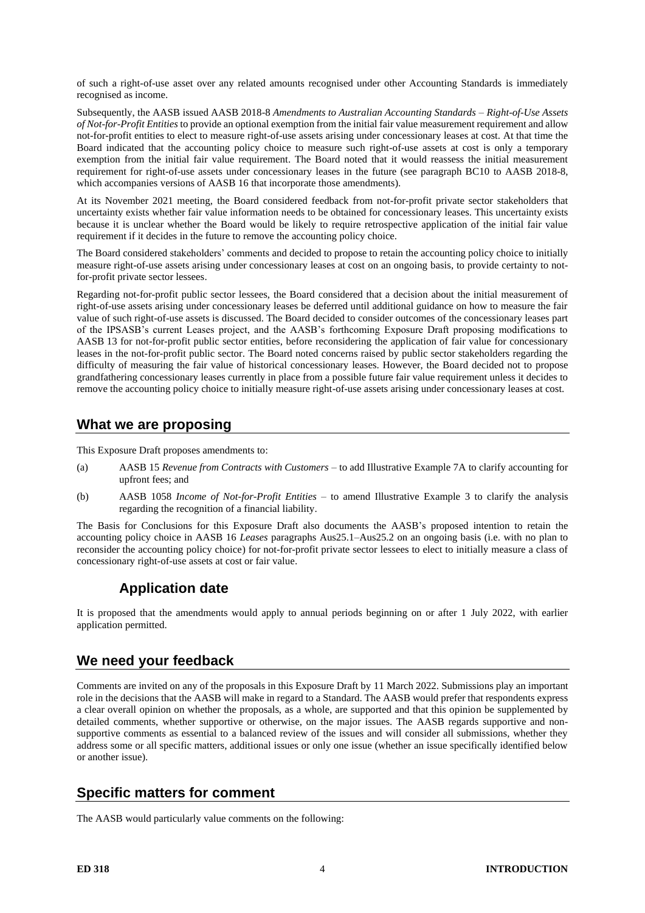of such a right-of-use asset over any related amounts recognised under other Accounting Standards is immediately recognised as income.

Subsequently, the AASB issued AASB 2018-8 *Amendments to Australian Accounting Standards – Right-of-Use Assets of Not-for-Profit Entities* to provide an optional exemption from the initial fair value measurement requirement and allow not-for-profit entities to elect to measure right-of-use assets arising under concessionary leases at cost. At that time the Board indicated that the accounting policy choice to measure such right-of-use assets at cost is only a temporary exemption from the initial fair value requirement. The Board noted that it would reassess the initial measurement requirement for right-of-use assets under concessionary leases in the future (see paragraph BC10 to AASB 2018-8, which accompanies versions of AASB 16 that incorporate those amendments).

At its November 2021 meeting, the Board considered feedback from not-for-profit private sector stakeholders that uncertainty exists whether fair value information needs to be obtained for concessionary leases. This uncertainty exists because it is unclear whether the Board would be likely to require retrospective application of the initial fair value requirement if it decides in the future to remove the accounting policy choice.

The Board considered stakeholders' comments and decided to propose to retain the accounting policy choice to initially measure right-of-use assets arising under concessionary leases at cost on an ongoing basis, to provide certainty to not-for-profit private sector lessees.

Regarding not-for-profit public sector lessees, the Board considered that a decision about the initial measurement of right-of-use assets arising under concessionary leases be deferred until additional guidance on how to measure the fair value of such right-of-use assets is discussed. The Board decided to consider outcomes of the concessionary leases part of the IPSASB's current Leases project, and the AASB's forthcoming Exposure Draft proposing modifications to AASB 13 for not-for-profit public sector entities, before reconsidering the application of fair value for concessionary leases in the not-for-profit public sector. The Board noted concerns raised by public sector stakeholders regarding the difficulty of measuring the fair value of historical concessionary leases. However, the Board decided not to propose grandfathering concessionary leases currently in place from a possible future fair value requirement unless it decides to remove the accounting policy choice to initially measure right-of-use assets arising under concessionary leases at cost.

## What we are proposing

This Exposure Draft proposes amendments to:

(a) AASB 15 *Revenue from Contracts with Customers* – to add Illustrative Example 7A to clarify accounting for upfront fees; and

(b) AASB 1058 *Income of Not-for-Profit Entities* – to amend Illustrative Example 3 to clarify the analysis regarding the recognition of a financial liability.

The Basis for Conclusions for this Exposure Draft also documents the AASB's proposed intention to retain the accounting policy choice in AASB 16 *Leases* paragraphs Aus25.1–Aus25.2 on an ongoing basis (i.e. with no plan to reconsider the accounting policy choice) for not-for-profit private sector lessees to elect to initially measure a class of concessionary right-of-use assets at cost or fair value.

### Application date

It is proposed that the amendments would apply to annual periods beginning on or after 1 July 2022, with earlier application permitted.

## We need your feedback

Comments are invited on any of the proposals in this Exposure Draft by 11 March 2022. Submissions play an important role in the decisions that the AASB will make in regard to a Standard. The AASB would prefer that respondents express a clear overall opinion on whether the proposals, as a whole, are supported and that this opinion be supplemented by detailed comments, whether supportive or otherwise, on the major issues. The AASB regards supportive and non-supportive comments as essential to a balanced review of the issues and will consider all submissions, whether they address some or all specific matters, additional issues or only one issue (whether an issue specifically identified below or another issue).

## Specific matters for comment

The AASB would particularly value comments on the following: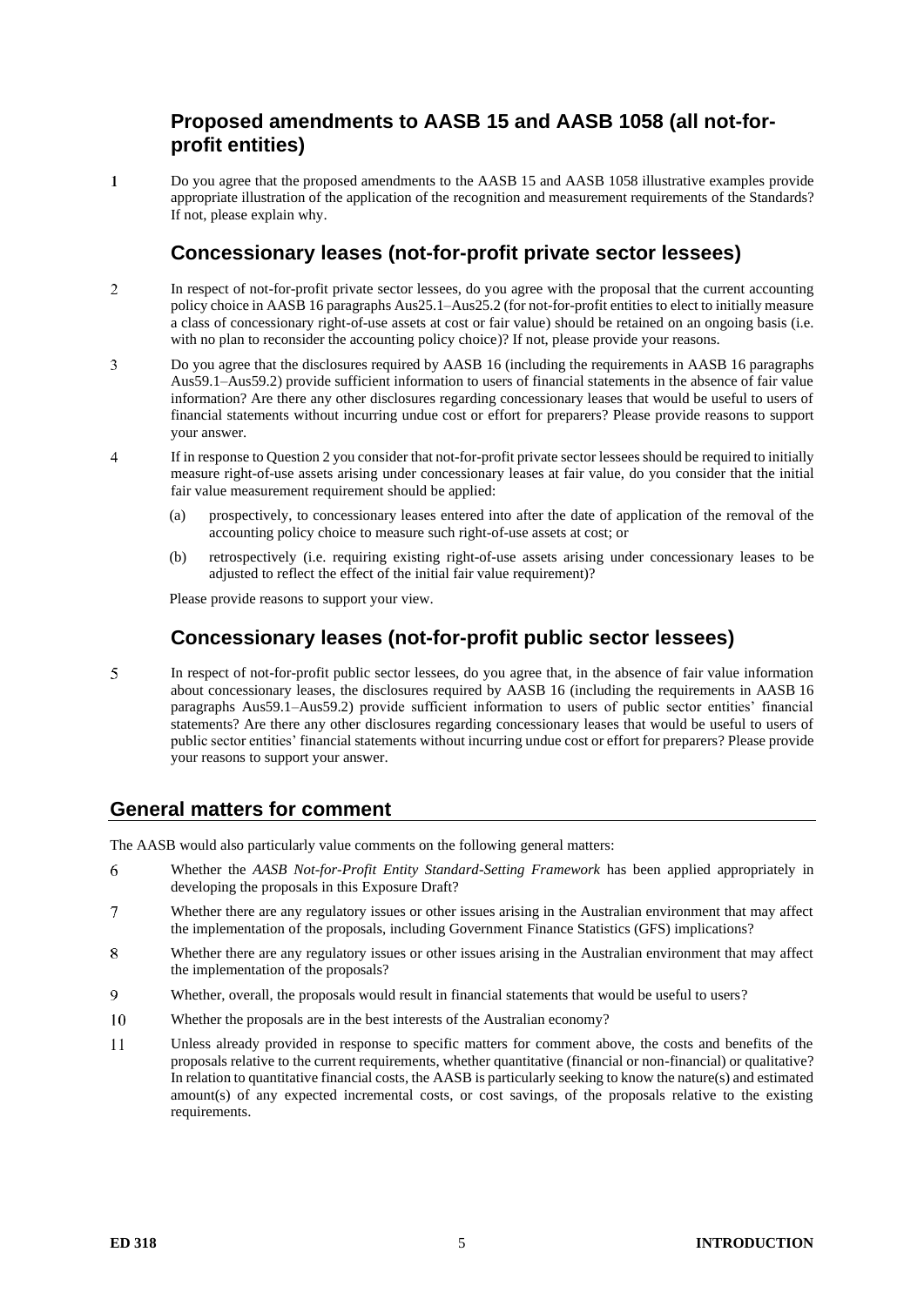## Proposed amendments to AASB 15 and AASB 1058 (all not-for-profit entities)

1. Do you agree that the proposed amendments to the AASB 15 and AASB 1058 illustrative examples provide appropriate illustration of the application of the recognition and measurement requirements of the Standards? If not, please explain why.

## Concessionary leases (not-for-profit private sector lessees)

2. In respect of not-for-profit private sector lessees, do you agree with the proposal that the current accounting policy choice in AASB 16 paragraphs Aus25.1–Aus25.2 (for not-for-profit entities to elect to initially measure a class of concessionary right-of-use assets at cost or fair value) should be retained on an ongoing basis (i.e. with no plan to reconsider the accounting policy choice)? If not, please provide your reasons.

3. Do you agree that the disclosures required by AASB 16 (including the requirements in AASB 16 paragraphs Aus59.1–Aus59.2) provide sufficient information to users of financial statements in the absence of fair value information? Are there any other disclosures regarding concessionary leases that would be useful to users of financial statements without incurring undue cost or effort for preparers? Please provide reasons to support your answer.

4. If in response to Question 2 you consider that not-for-profit private sector lessees should be required to initially measure right-of-use assets arising under concessionary leases at fair value, do you consider that the initial fair value measurement requirement should be applied:

   (a) prospectively, to concessionary leases entered into after the date of application of the removal of the accounting policy choice to measure such right-of-use assets at cost; or

   (b) retrospectively (i.e. requiring existing right-of-use assets arising under concessionary leases to be adjusted to reflect the effect of the initial fair value requirement)?

   Please provide reasons to support your view.

## Concessionary leases (not-for-profit public sector lessees)

5. In respect of not-for-profit public sector lessees, do you agree that, in the absence of fair value information about concessionary leases, the disclosures required by AASB 16 (including the requirements in AASB 16 paragraphs Aus59.1–Aus59.2) provide sufficient information to users of public sector entities' financial statements? Are there any other disclosures regarding concessionary leases that would be useful to users of public sector entities' financial statements without incurring undue cost or effort for preparers? Please provide your reasons to support your answer.

## General matters for comment

The AASB would also particularly value comments on the following general matters:

6. Whether the *AASB Not-for-Profit Entity Standard-Setting Framework* has been applied appropriately in developing the proposals in this Exposure Draft?

7. Whether there are any regulatory issues or other issues arising in the Australian environment that may affect the implementation of the proposals, including Government Finance Statistics (GFS) implications?

8. Whether there are any regulatory issues or other issues arising in the Australian environment that may affect the implementation of the proposals?

9. Whether, overall, the proposals would result in financial statements that would be useful to users?

10. Whether the proposals are in the best interests of the Australian economy?

11. Unless already provided in response to specific matters for comment above, the costs and benefits of the proposals relative to the current requirements, whether quantitative (financial or non-financial) or qualitative? In relation to quantitative financial costs, the AASB is particularly seeking to know the nature(s) and estimated amount(s) of any expected incremental costs, or cost savings, of the proposals relative to the existing requirements.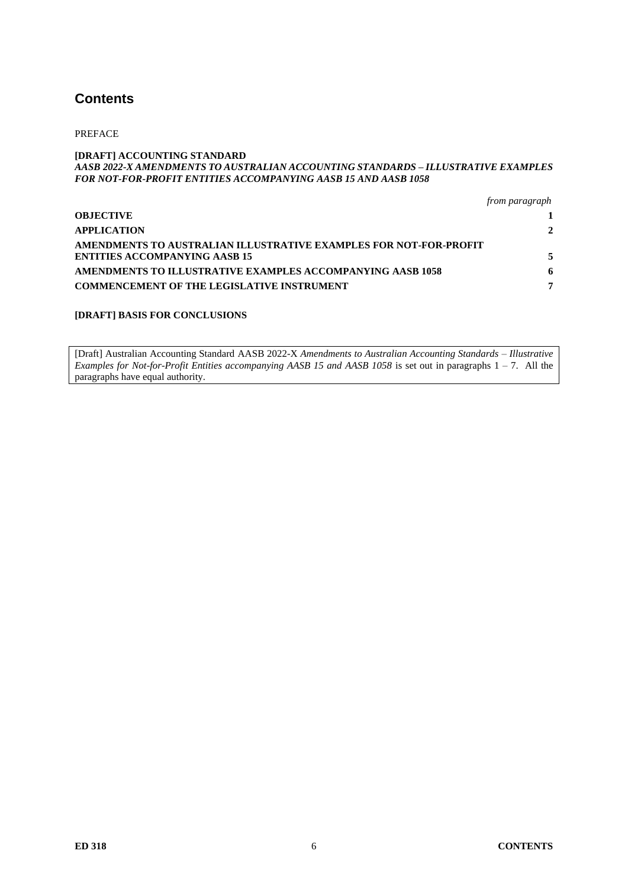# Contents

PREFACE

**[DRAFT] ACCOUNTING STANDARD**
***AASB 2022-X AMENDMENTS TO AUSTRALIAN ACCOUNTING STANDARDS – ILLUSTRATIVE EXAMPLES FOR NOT-FOR-PROFIT ENTITIES ACCOMPANYING AASB 15 AND AASB 1058***

| | *from paragraph* |
|---|---|
| **OBJECTIVE** | **1** |
| **APPLICATION** | **2** |
| **AMENDMENTS TO AUSTRALIAN ILLUSTRATIVE EXAMPLES FOR NOT-FOR-PROFIT ENTITIES ACCOMPANYING AASB 15** | **5** |
| **AMENDMENTS TO ILLUSTRATIVE EXAMPLES ACCOMPANYING AASB 1058** | **6** |
| **COMMENCEMENT OF THE LEGISLATIVE INSTRUMENT** | **7** |

**[DRAFT] BASIS FOR CONCLUSIONS**

[Draft] Australian Accounting Standard AASB 2022-X *Amendments to Australian Accounting Standards – Illustrative Examples for Not-for-Profit Entities accompanying AASB 15 and AASB 1058* is set out in paragraphs 1 – 7. All the paragraphs have equal authority.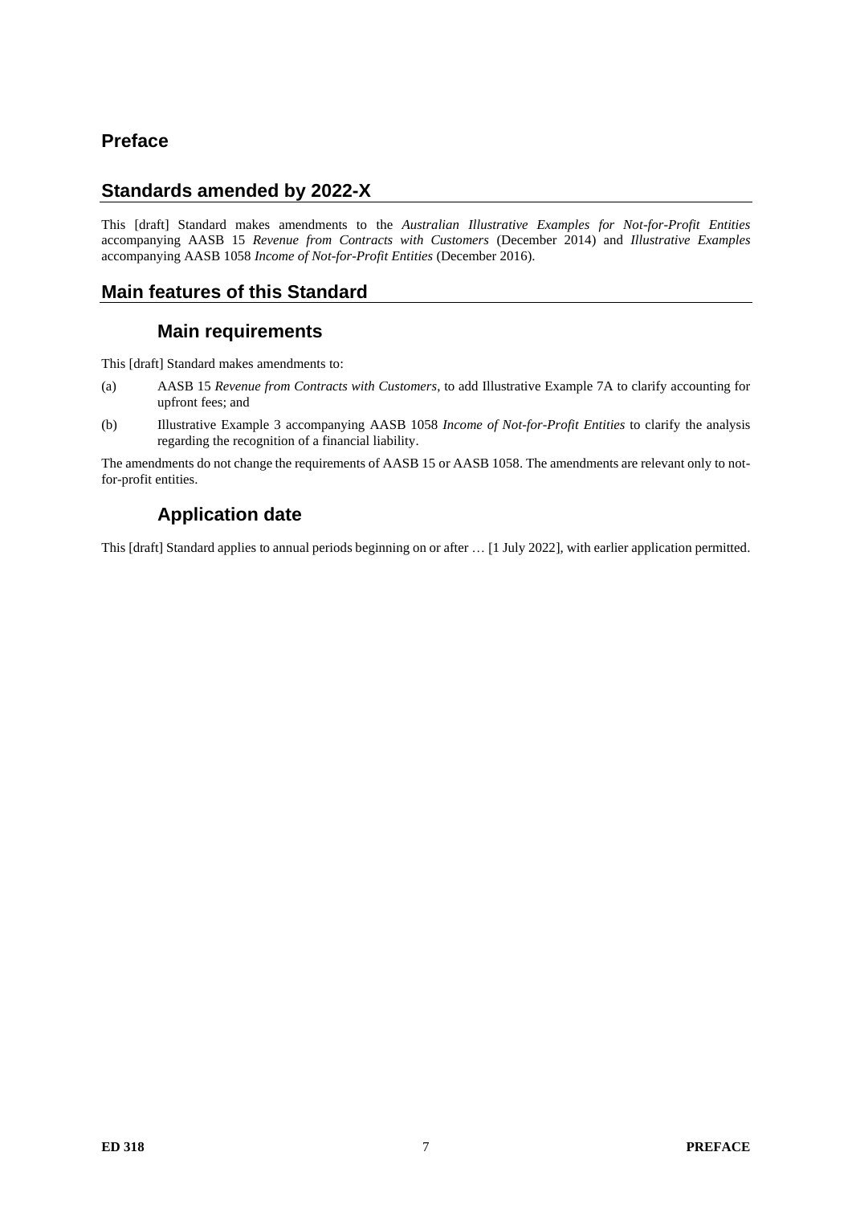# Preface

## Standards amended by 2022-X

This [draft] Standard makes amendments to the *Australian Illustrative Examples for Not-for-Profit Entities* accompanying AASB 15 *Revenue from Contracts with Customers* (December 2014) and *Illustrative Examples* accompanying AASB 1058 *Income of Not-for-Profit Entities* (December 2016).

## Main features of this Standard

### Main requirements

This [draft] Standard makes amendments to:

(a) AASB 15 *Revenue from Contracts with Customers*, to add Illustrative Example 7A to clarify accounting for upfront fees; and

(b) Illustrative Example 3 accompanying AASB 1058 *Income of Not-for-Profit Entities* to clarify the analysis regarding the recognition of a financial liability.

The amendments do not change the requirements of AASB 15 or AASB 1058. The amendments are relevant only to not-for-profit entities.

### Application date

This [draft] Standard applies to annual periods beginning on or after … [1 July 2022], with earlier application permitted.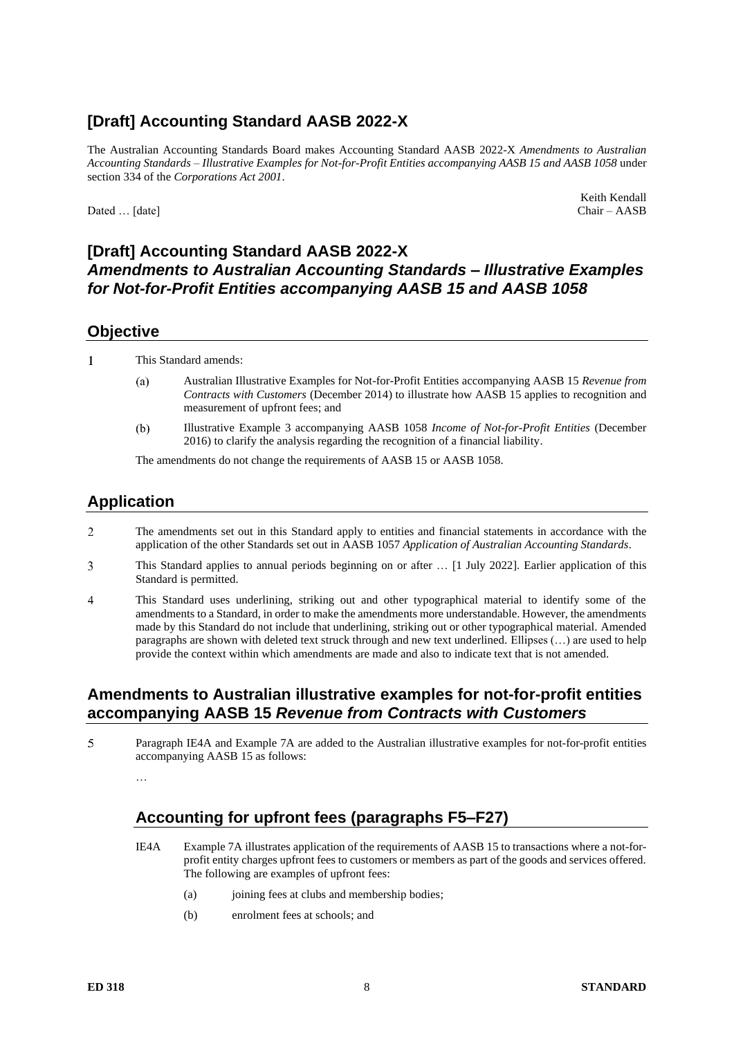## [Draft] Accounting Standard AASB 2022-X

The Australian Accounting Standards Board makes Accounting Standard AASB 2022-X *Amendments to Australian Accounting Standards – Illustrative Examples for Not-for-Profit Entities accompanying AASB 15 and AASB 1058* under section 334 of the *Corporations Act 2001*.

Dated … [date]

Keith Kendall
Chair – AASB

## [Draft] Accounting Standard AASB 2022-X
## *Amendments to Australian Accounting Standards – Illustrative Examples for Not-for-Profit Entities accompanying AASB 15 and AASB 1058*

## Objective

1 This Standard amends:

(a) Australian Illustrative Examples for Not-for-Profit Entities accompanying AASB 15 *Revenue from Contracts with Customers* (December 2014) to illustrate how AASB 15 applies to recognition and measurement of upfront fees; and

(b) Illustrative Example 3 accompanying AASB 1058 *Income of Not-for-Profit Entities* (December 2016) to clarify the analysis regarding the recognition of a financial liability.

The amendments do not change the requirements of AASB 15 or AASB 1058.

## Application

2 The amendments set out in this Standard apply to entities and financial statements in accordance with the application of the other Standards set out in AASB 1057 *Application of Australian Accounting Standards*.

3 This Standard applies to annual periods beginning on or after … [1 July 2022]. Earlier application of this Standard is permitted.

4 This Standard uses underlining, striking out and other typographical material to identify some of the amendments to a Standard, in order to make the amendments more understandable. However, the amendments made by this Standard do not include that underlining, striking out or other typographical material. Amended paragraphs are shown with deleted text struck through and new text underlined. Ellipses (…) are used to help provide the context within which amendments are made and also to indicate text that is not amended.

## Amendments to Australian illustrative examples for not-for-profit entities accompanying AASB 15 *Revenue from Contracts with Customers*

5 Paragraph IE4A and Example 7A are added to the Australian illustrative examples for not-for-profit entities accompanying AASB 15 as follows:

…

### Accounting for upfront fees (paragraphs F5–F27)

IE4A Example 7A illustrates application of the requirements of AASB 15 to transactions where a not-for-profit entity charges upfront fees to customers or members as part of the goods and services offered. The following are examples of upfront fees:

(a) joining fees at clubs and membership bodies;

(b) enrolment fees at schools; and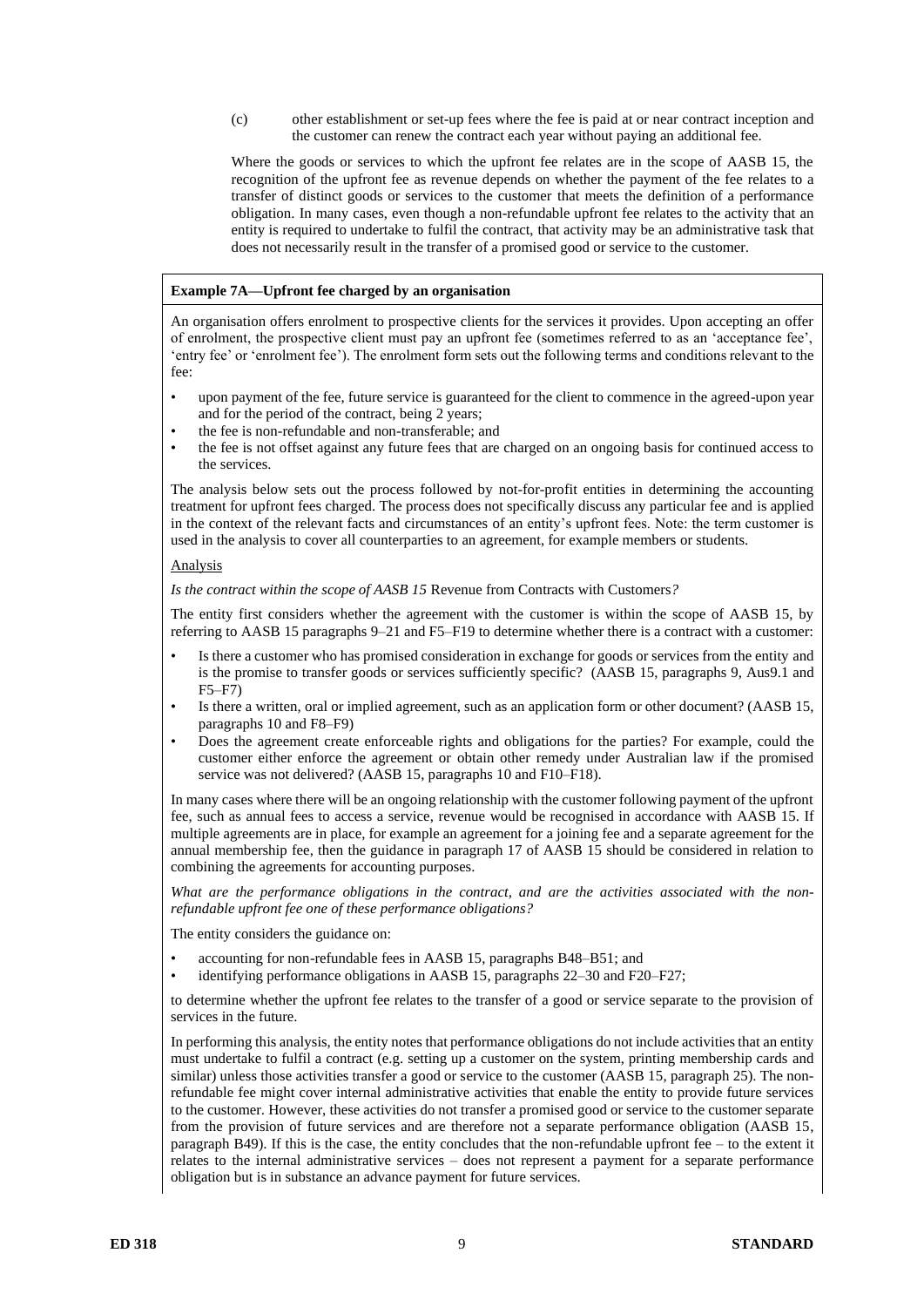(c) other establishment or set-up fees where the fee is paid at or near contract inception and the customer can renew the contract each year without paying an additional fee.

Where the goods or services to which the upfront fee relates are in the scope of AASB 15, the recognition of the upfront fee as revenue depends on whether the payment of the fee relates to a transfer of distinct goods or services to the customer that meets the definition of a performance obligation. In many cases, even though a non-refundable upfront fee relates to the activity that an entity is required to undertake to fulfil the contract, that activity may be an administrative task that does not necessarily result in the transfer of a promised good or service to the customer.

**Example 7A—Upfront fee charged by an organisation**

An organisation offers enrolment to prospective clients for the services it provides. Upon accepting an offer of enrolment, the prospective client must pay an upfront fee (sometimes referred to as an 'acceptance fee', 'entry fee' or 'enrolment fee'). The enrolment form sets out the following terms and conditions relevant to the fee:

- upon payment of the fee, future service is guaranteed for the client to commence in the agreed-upon year and for the period of the contract, being 2 years;
- the fee is non-refundable and non-transferable; and
- the fee is not offset against any future fees that are charged on an ongoing basis for continued access to the services.

The analysis below sets out the process followed by not-for-profit entities in determining the accounting treatment for upfront fees charged. The process does not specifically discuss any particular fee and is applied in the context of the relevant facts and circumstances of an entity's upfront fees. Note: the term customer is used in the analysis to cover all counterparties to an agreement, for example members or students.

Analysis

*Is the contract within the scope of AASB 15* Revenue from Contracts with Customers*?*

The entity first considers whether the agreement with the customer is within the scope of AASB 15, by referring to AASB 15 paragraphs 9–21 and F5–F19 to determine whether there is a contract with a customer:

- Is there a customer who has promised consideration in exchange for goods or services from the entity and is the promise to transfer goods or services sufficiently specific? (AASB 15, paragraphs 9, Aus9.1 and F5–F7)
- Is there a written, oral or implied agreement, such as an application form or other document? (AASB 15, paragraphs 10 and F8–F9)
- Does the agreement create enforceable rights and obligations for the parties? For example, could the customer either enforce the agreement or obtain other remedy under Australian law if the promised service was not delivered? (AASB 15, paragraphs 10 and F10–F18).

In many cases where there will be an ongoing relationship with the customer following payment of the upfront fee, such as annual fees to access a service, revenue would be recognised in accordance with AASB 15. If multiple agreements are in place, for example an agreement for a joining fee and a separate agreement for the annual membership fee, then the guidance in paragraph 17 of AASB 15 should be considered in relation to combining the agreements for accounting purposes.

*What are the performance obligations in the contract, and are the activities associated with the non-refundable upfront fee one of these performance obligations?*

The entity considers the guidance on:

- accounting for non-refundable fees in AASB 15, paragraphs B48–B51; and
- identifying performance obligations in AASB 15, paragraphs 22–30 and F20–F27;

to determine whether the upfront fee relates to the transfer of a good or service separate to the provision of services in the future.

In performing this analysis, the entity notes that performance obligations do not include activities that an entity must undertake to fulfil a contract (e.g. setting up a customer on the system, printing membership cards and similar) unless those activities transfer a good or service to the customer (AASB 15, paragraph 25). The non-refundable fee might cover internal administrative activities that enable the entity to provide future services to the customer. However, these activities do not transfer a promised good or service to the customer separate from the provision of future services and are therefore not a separate performance obligation (AASB 15, paragraph B49). If this is the case, the entity concludes that the non-refundable upfront fee – to the extent it relates to the internal administrative services – does not represent a payment for a separate performance obligation but is in substance an advance payment for future services.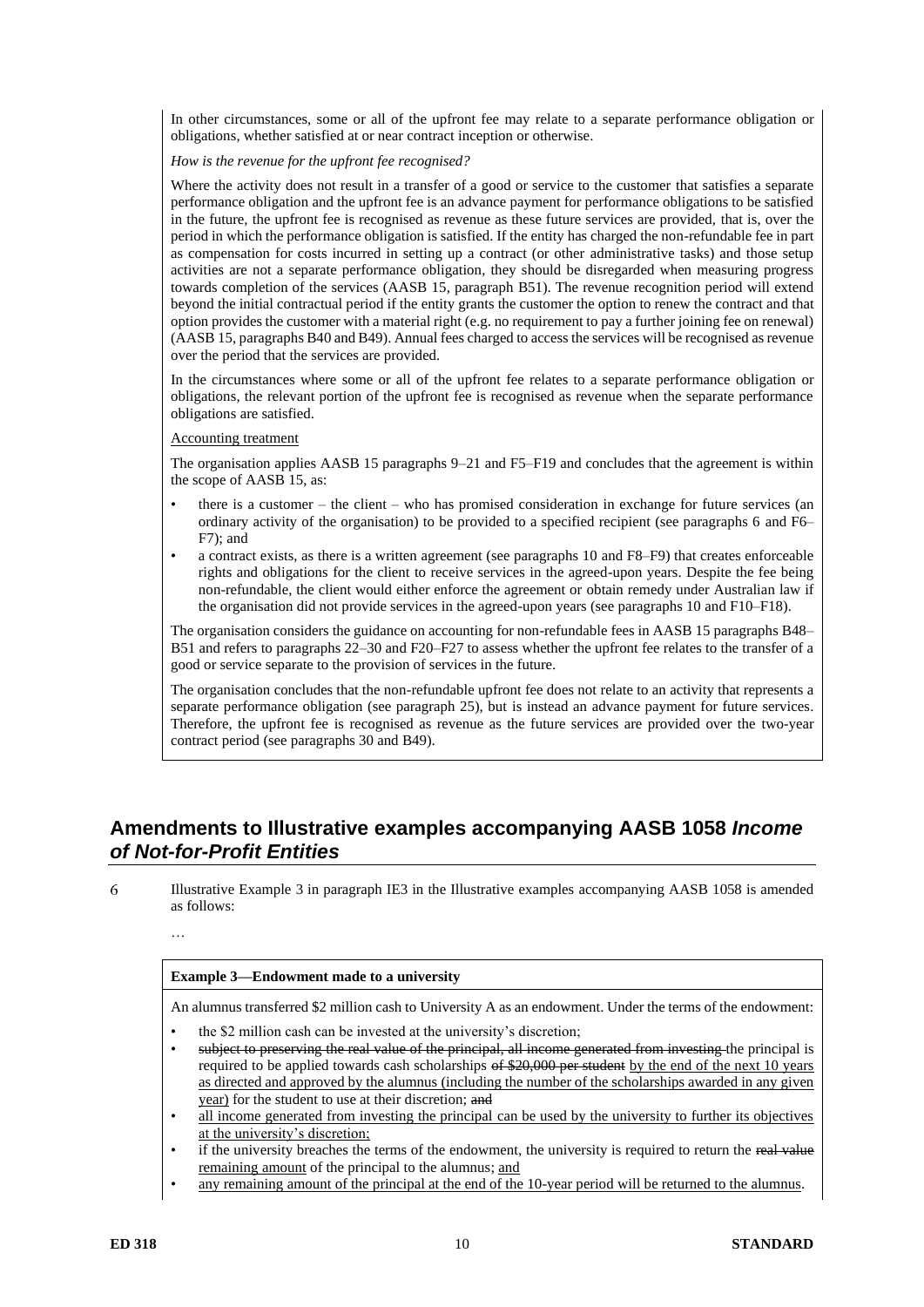In other circumstances, some or all of the upfront fee may relate to a separate performance obligation or obligations, whether satisfied at or near contract inception or otherwise.

*How is the revenue for the upfront fee recognised?*

Where the activity does not result in a transfer of a good or service to the customer that satisfies a separate performance obligation and the upfront fee is an advance payment for performance obligations to be satisfied in the future, the upfront fee is recognised as revenue as these future services are provided, that is, over the period in which the performance obligation is satisfied. If the entity has charged the non-refundable fee in part as compensation for costs incurred in setting up a contract (or other administrative tasks) and those setup activities are not a separate performance obligation, they should be disregarded when measuring progress towards completion of the services (AASB 15, paragraph B51). The revenue recognition period will extend beyond the initial contractual period if the entity grants the customer the option to renew the contract and that option provides the customer with a material right (e.g. no requirement to pay a further joining fee on renewal) (AASB 15, paragraphs B40 and B49). Annual fees charged to access the services will be recognised as revenue over the period that the services are provided.

In the circumstances where some or all of the upfront fee relates to a separate performance obligation or obligations, the relevant portion of the upfront fee is recognised as revenue when the separate performance obligations are satisfied.

<u>Accounting treatment</u>

The organisation applies AASB 15 paragraphs 9–21 and F5–F19 and concludes that the agreement is within the scope of AASB 15, as:

- there is a customer – the client – who has promised consideration in exchange for future services (an ordinary activity of the organisation) to be provided to a specified recipient (see paragraphs 6 and F6–F7); and
- a contract exists, as there is a written agreement (see paragraphs 10 and F8–F9) that creates enforceable rights and obligations for the client to receive services in the agreed-upon years. Despite the fee being non-refundable, the client would either enforce the agreement or obtain remedy under Australian law if the organisation did not provide services in the agreed-upon years (see paragraphs 10 and F10–F18).

The organisation considers the guidance on accounting for non-refundable fees in AASB 15 paragraphs B48–B51 and refers to paragraphs 22–30 and F20–F27 to assess whether the upfront fee relates to the transfer of a good or service separate to the provision of services in the future.

The organisation concludes that the non-refundable upfront fee does not relate to an activity that represents a separate performance obligation (see paragraph 25), but is instead an advance payment for future services. Therefore, the upfront fee is recognised as revenue as the future services are provided over the two-year contract period (see paragraphs 30 and B49).

## Amendments to Illustrative examples accompanying AASB 1058 *Income of Not-for-Profit Entities*

6 Illustrative Example 3 in paragraph IE3 in the Illustrative examples accompanying AASB 1058 is amended as follows:

…

**Example 3—Endowment made to a university**

An alumnus transferred $2 million cash to University A as an endowment. Under the terms of the endowment:

- the $2 million cash can be invested at the university's discretion;
- ~~subject to preserving the real value of the principal, all income generated from investing~~ the principal is required to be applied towards cash scholarships ~~of $20,000 per student~~ <u>by the end of the next 10 years as directed and approved by the alumnus (including the number of the scholarships awarded in any given year)</u> for the student to use at their discretion; ~~and~~
- <u>all income generated from investing the principal can be used by the university to further its objectives at the university's discretion;</u>
- if the university breaches the terms of the endowment, the university is required to return the ~~real value~~ <u>remaining amount</u> of the principal to the alumnus; <u>and</u>
- <u>any remaining amount of the principal at the end of the 10-year period will be returned to the alumnus</u>.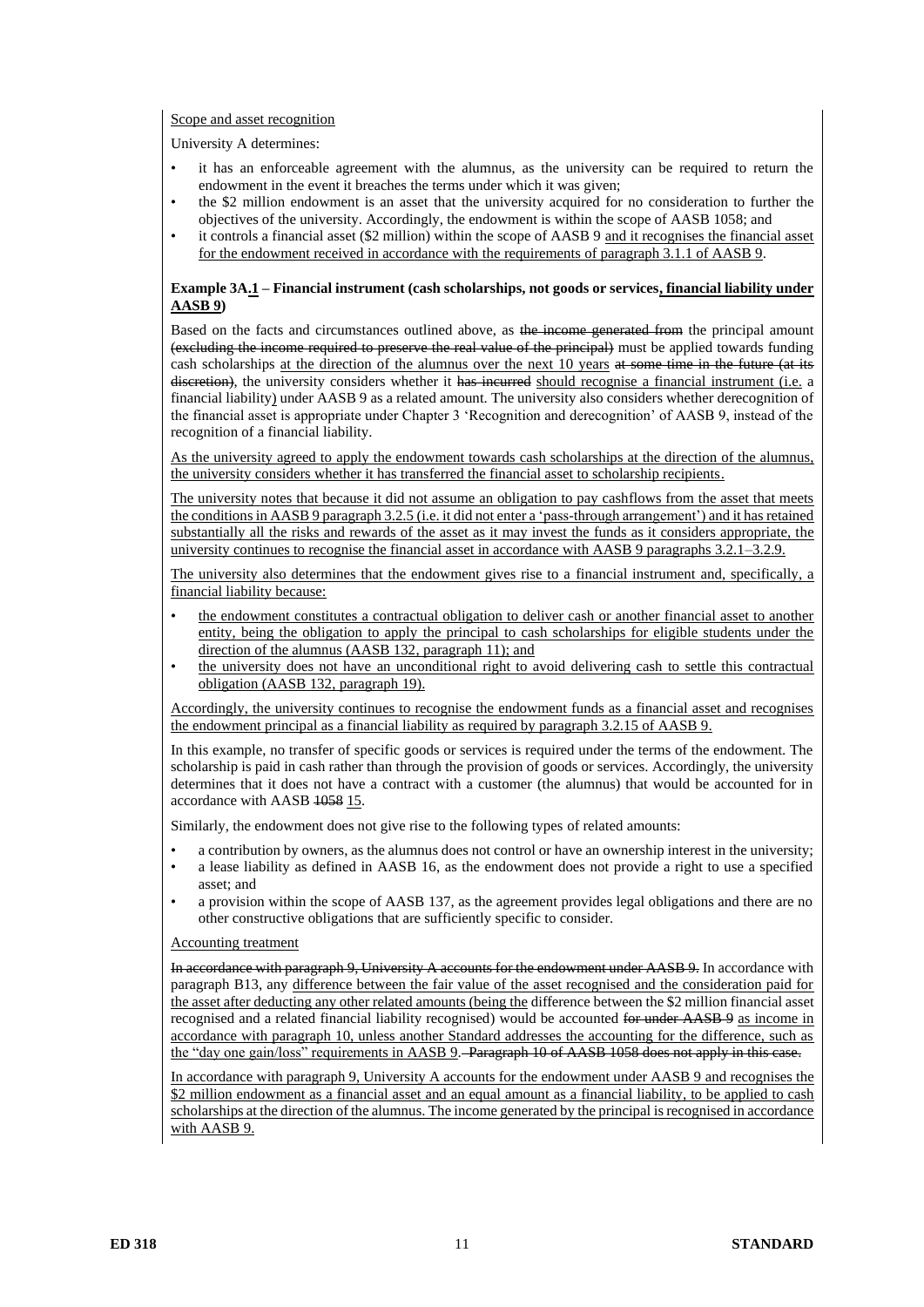<u>Scope and asset recognition</u>

University A determines:

- it has an enforceable agreement with the alumnus, as the university can be required to return the endowment in the event it breaches the terms under which it was given;
- the $2 million endowment is an asset that the university acquired for no consideration to further the objectives of the university. Accordingly, the endowment is within the scope of AASB 1058; and
- it controls a financial asset ($2 million) within the scope of AASB 9 <u>and it recognises the financial asset for the endowment received in accordance with the requirements of paragraph 3.1.1 of AASB 9</u>.

**Example 3A.<u>1</u> – Financial instrument (cash scholarships, not goods or services<u>, financial liability under AASB 9</u>)**

Based on the facts and circumstances outlined above, as ~~the income generated from~~ the principal amount ~~(excluding the income required to preserve the real value of the principal)~~ must be applied towards funding cash scholarships <u>at the direction of the alumnus over the next 10 years</u> ~~at some time in the future (at its discretion)~~, the university considers whether it ~~has incurred~~ <u>should recognise</u> a financial instrument <u>(i.e.</u> a financial liability<u>)</u> under AASB 9 as a related amount. The university also considers whether derecognition of the financial asset is appropriate under Chapter 3 'Recognition and derecognition' of AASB 9, instead of the recognition of a financial liability.

<u>As the university agreed to apply the endowment towards cash scholarships at the direction of the alumnus, the university considers whether it has transferred the financial asset to scholarship recipients.</u>

<u>The university notes that because it did not assume an obligation to pay cashflows from the asset that meets the conditions in AASB 9 paragraph 3.2.5 (i.e. it did not enter a 'pass-through arrangement') and it has retained substantially all the risks and rewards of the asset as it may invest the funds as it considers appropriate, the university continues to recognise the financial asset in accordance with AASB 9 paragraphs 3.2.1–3.2.9.</u>

<u>The university also determines that the endowment gives rise to a financial instrument and, specifically, a financial liability because:</u>

- <u>the endowment constitutes a contractual obligation to deliver cash or another financial asset to another entity, being the obligation to apply the principal to cash scholarships for eligible students under the direction of the alumnus (AASB 132, paragraph 11); and</u>
- <u>the university does not have an unconditional right to avoid delivering cash to settle this contractual obligation (AASB 132, paragraph 19).</u>

<u>Accordingly, the university continues to recognise the endowment funds as a financial asset and recognises the endowment principal as a financial liability as required by paragraph 3.2.15 of AASB 9.</u>

In this example, no transfer of specific goods or services is required under the terms of the endowment. The scholarship is paid in cash rather than through the provision of goods or services. Accordingly, the university determines that it does not have a contract with a customer (the alumnus) that would be accounted for in accordance with AASB ~~1058~~ <u>15</u>.

Similarly, the endowment does not give rise to the following types of related amounts:

- a contribution by owners, as the alumnus does not control or have an ownership interest in the university;
- a lease liability as defined in AASB 16, as the endowment does not provide a right to use a specified asset; and
- a provision within the scope of AASB 137, as the agreement provides legal obligations and there are no other constructive obligations that are sufficiently specific to consider.

<u>Accounting treatment</u>

~~In accordance with paragraph 9, University A accounts for the endowment under AASB 9.~~ In accordance with paragraph B13, any <u>difference between the fair value of the asset recognised and the consideration paid for the asset after deducting any other related amounts (being the</u> difference between the $2 million financial asset recognised and a related financial liability recognised) would be accounted ~~for under AASB 9~~ <u>as income in accordance with paragraph 10, unless another Standard addresses the accounting for the difference, such as the "day one gain/loss" requirements in AASB 9</u>. ~~Paragraph 10 of AASB 1058 does not apply in this case.~~

<u>In accordance with paragraph 9, University A accounts for the endowment under AASB 9 and recognises the $2 million endowment as a financial asset and an equal amount as a financial liability, to be applied to cash scholarships at the direction of the alumnus. The income generated by the principal is recognised in accordance with AASB 9.</u>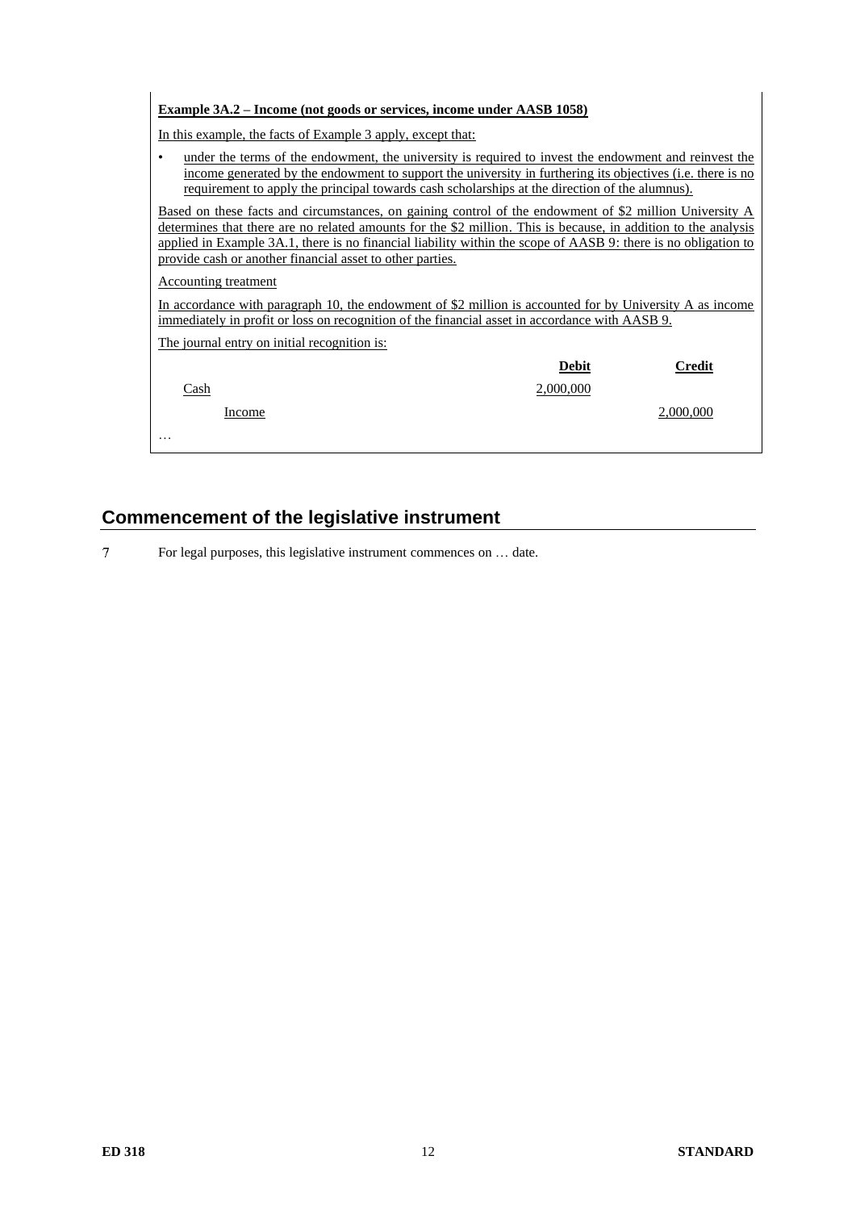**Example 3A.2 – Income (not goods or services, income under AASB 1058)**

In this example, the facts of Example 3 apply, except that:

- under the terms of the endowment, the university is required to invest the endowment and reinvest the income generated by the endowment to support the university in furthering its objectives (i.e. there is no requirement to apply the principal towards cash scholarships at the direction of the alumnus).

Based on these facts and circumstances, on gaining control of the endowment of $2 million University A determines that there are no related amounts for the $2 million. This is because, in addition to the analysis applied in Example 3A.1, there is no financial liability within the scope of AASB 9: there is no obligation to provide cash or another financial asset to other parties.

Accounting treatment

In accordance with paragraph 10, the endowment of $2 million is accounted for by University A as income immediately in profit or loss on recognition of the financial asset in accordance with AASB 9.

The journal entry on initial recognition is:

| | **Debit** | **Credit** |
|---|---|---|
| Cash | 2,000,000 | |
| Income | | 2,000,000 |

…

## Commencement of the legislative instrument

7 For legal purposes, this legislative instrument commences on … date.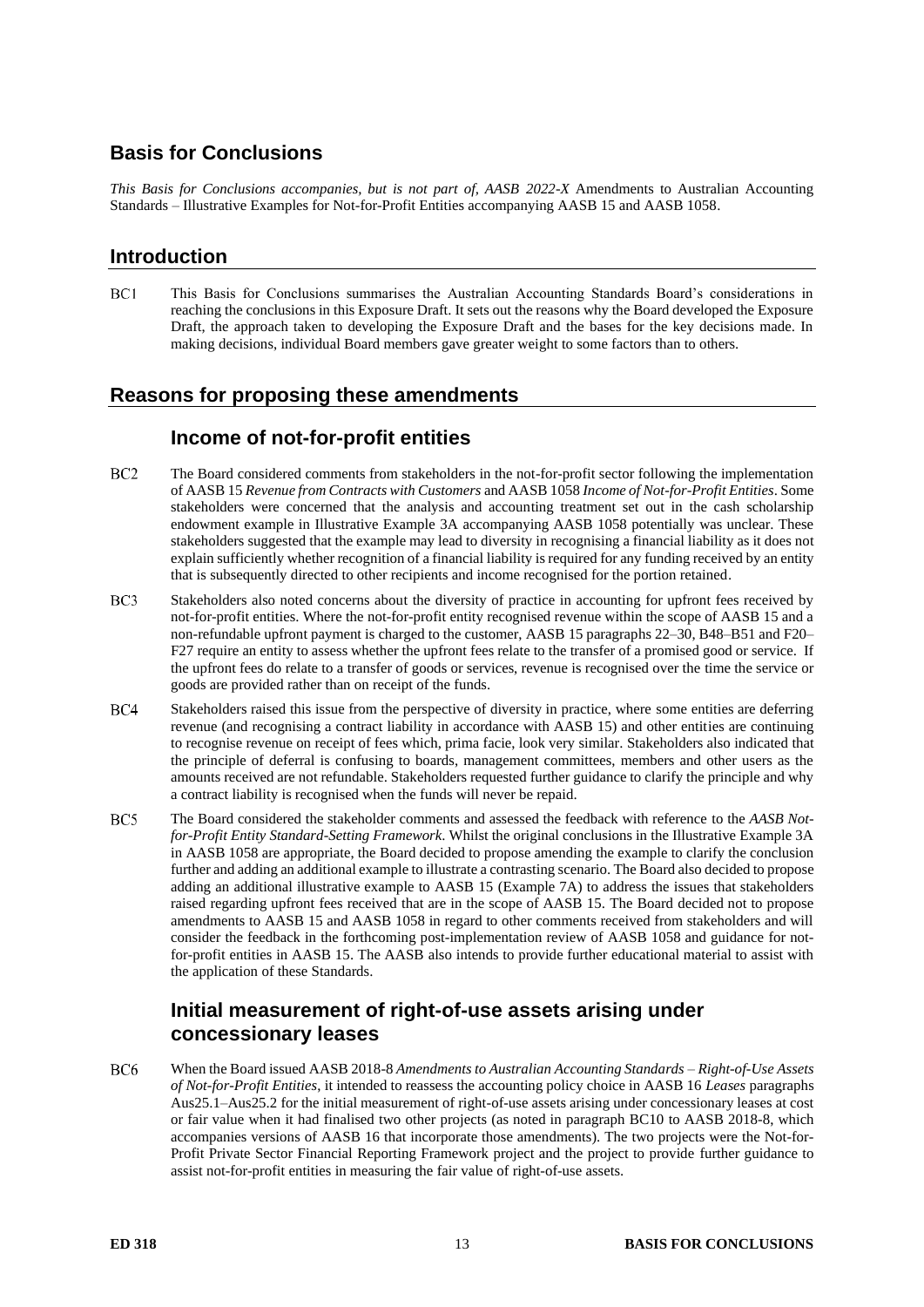## Basis for Conclusions

*This Basis for Conclusions accompanies, but is not part of, AASB 2022-X* Amendments to Australian Accounting Standards – Illustrative Examples for Not-for-Profit Entities accompanying AASB 15 and AASB 1058.

## Introduction

BC1 This Basis for Conclusions summarises the Australian Accounting Standards Board's considerations in reaching the conclusions in this Exposure Draft. It sets out the reasons why the Board developed the Exposure Draft, the approach taken to developing the Exposure Draft and the bases for the key decisions made. In making decisions, individual Board members gave greater weight to some factors than to others.

## Reasons for proposing these amendments

### Income of not-for-profit entities

BC2 The Board considered comments from stakeholders in the not-for-profit sector following the implementation of AASB 15 *Revenue from Contracts with Customers* and AASB 1058 *Income of Not-for-Profit Entities*. Some stakeholders were concerned that the analysis and accounting treatment set out in the cash scholarship endowment example in Illustrative Example 3A accompanying AASB 1058 potentially was unclear. These stakeholders suggested that the example may lead to diversity in recognising a financial liability as it does not explain sufficiently whether recognition of a financial liability is required for any funding received by an entity that is subsequently directed to other recipients and income recognised for the portion retained.

BC3 Stakeholders also noted concerns about the diversity of practice in accounting for upfront fees received by not-for-profit entities. Where the not-for-profit entity recognised revenue within the scope of AASB 15 and a non-refundable upfront payment is charged to the customer, AASB 15 paragraphs 22–30, B48–B51 and F20–F27 require an entity to assess whether the upfront fees relate to the transfer of a promised good or service. If the upfront fees do relate to a transfer of goods or services, revenue is recognised over the time the service or goods are provided rather than on receipt of the funds.

BC4 Stakeholders raised this issue from the perspective of diversity in practice, where some entities are deferring revenue (and recognising a contract liability in accordance with AASB 15) and other entities are continuing to recognise revenue on receipt of fees which, prima facie, look very similar. Stakeholders also indicated that the principle of deferral is confusing to boards, management committees, members and other users as the amounts received are not refundable. Stakeholders requested further guidance to clarify the principle and why a contract liability is recognised when the funds will never be repaid.

BC5 The Board considered the stakeholder comments and assessed the feedback with reference to the *AASB Not-for-Profit Entity Standard-Setting Framework*. Whilst the original conclusions in the Illustrative Example 3A in AASB 1058 are appropriate, the Board decided to propose amending the example to clarify the conclusion further and adding an additional example to illustrate a contrasting scenario. The Board also decided to propose adding an additional illustrative example to AASB 15 (Example 7A) to address the issues that stakeholders raised regarding upfront fees received that are in the scope of AASB 15. The Board decided not to propose amendments to AASB 15 and AASB 1058 in regard to other comments received from stakeholders and will consider the feedback in the forthcoming post-implementation review of AASB 1058 and guidance for not-for-profit entities in AASB 15. The AASB also intends to provide further educational material to assist with the application of these Standards.

### Initial measurement of right-of-use assets arising under concessionary leases

BC6 When the Board issued AASB 2018-8 *Amendments to Australian Accounting Standards – Right-of-Use Assets of Not-for-Profit Entities*, it intended to reassess the accounting policy choice in AASB 16 *Leases* paragraphs Aus25.1–Aus25.2 for the initial measurement of right-of-use assets arising under concessionary leases at cost or fair value when it had finalised two other projects (as noted in paragraph BC10 to AASB 2018-8, which accompanies versions of AASB 16 that incorporate those amendments). The two projects were the Not-for-Profit Private Sector Financial Reporting Framework project and the project to provide further guidance to assist not-for-profit entities in measuring the fair value of right-of-use assets.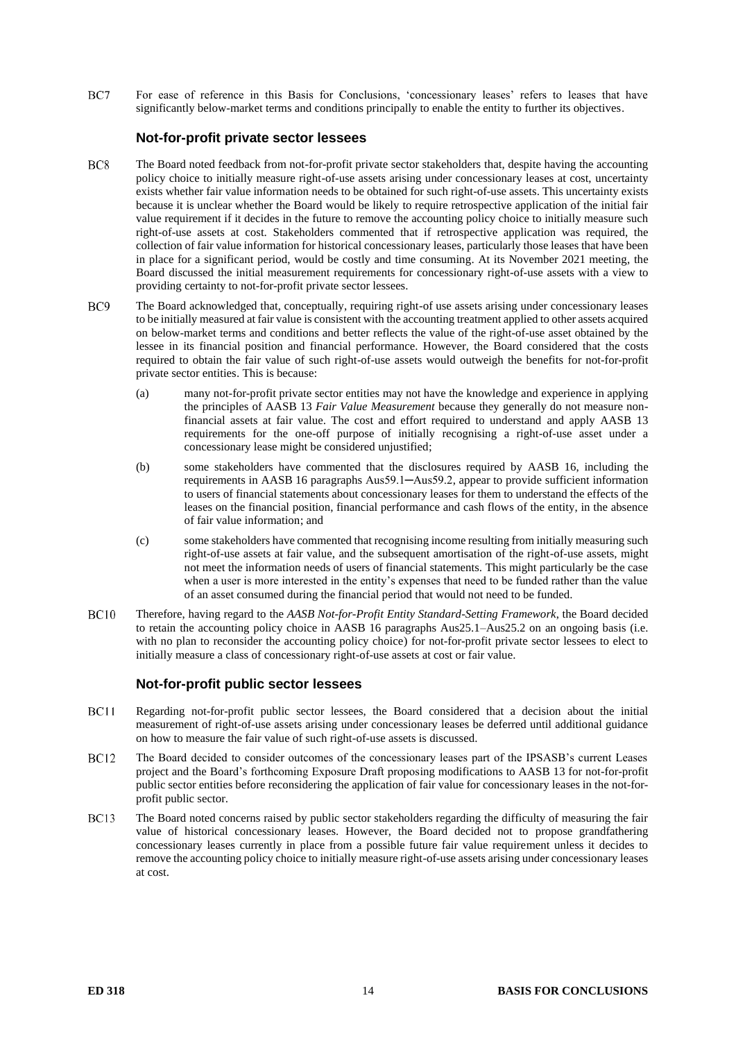BC7 For ease of reference in this Basis for Conclusions, 'concessionary leases' refers to leases that have significantly below-market terms and conditions principally to enable the entity to further its objectives.

## Not-for-profit private sector lessees

BC8 The Board noted feedback from not-for-profit private sector stakeholders that, despite having the accounting policy choice to initially measure right-of-use assets arising under concessionary leases at cost, uncertainty exists whether fair value information needs to be obtained for such right-of-use assets. This uncertainty exists because it is unclear whether the Board would be likely to require retrospective application of the initial fair value requirement if it decides in the future to remove the accounting policy choice to initially measure such right-of-use assets at cost. Stakeholders commented that if retrospective application was required, the collection of fair value information for historical concessionary leases, particularly those leases that have been in place for a significant period, would be costly and time consuming. At its November 2021 meeting, the Board discussed the initial measurement requirements for concessionary right-of-use assets with a view to providing certainty to not-for-profit private sector lessees.

BC9 The Board acknowledged that, conceptually, requiring right-of use assets arising under concessionary leases to be initially measured at fair value is consistent with the accounting treatment applied to other assets acquired on below-market terms and conditions and better reflects the value of the right-of-use asset obtained by the lessee in its financial position and financial performance. However, the Board considered that the costs required to obtain the fair value of such right-of-use assets would outweigh the benefits for not-for-profit private sector entities. This is because:

(a) many not-for-profit private sector entities may not have the knowledge and experience in applying the principles of AASB 13 *Fair Value Measurement* because they generally do not measure non-financial assets at fair value. The cost and effort required to understand and apply AASB 13 requirements for the one-off purpose of initially recognising a right-of-use asset under a concessionary lease might be considered unjustified;

(b) some stakeholders have commented that the disclosures required by AASB 16, including the requirements in AASB 16 paragraphs Aus59.1–Aus59.2, appear to provide sufficient information to users of financial statements about concessionary leases for them to understand the effects of the leases on the financial position, financial performance and cash flows of the entity, in the absence of fair value information; and

(c) some stakeholders have commented that recognising income resulting from initially measuring such right-of-use assets at fair value, and the subsequent amortisation of the right-of-use assets, might not meet the information needs of users of financial statements. This might particularly be the case when a user is more interested in the entity's expenses that need to be funded rather than the value of an asset consumed during the financial period that would not need to be funded.

BC10 Therefore, having regard to the *AASB Not-for-Profit Entity Standard-Setting Framework*, the Board decided to retain the accounting policy choice in AASB 16 paragraphs Aus25.1–Aus25.2 on an ongoing basis (i.e. with no plan to reconsider the accounting policy choice) for not-for-profit private sector lessees to elect to initially measure a class of concessionary right-of-use assets at cost or fair value.

## Not-for-profit public sector lessees

BC11 Regarding not-for-profit public sector lessees, the Board considered that a decision about the initial measurement of right-of-use assets arising under concessionary leases be deferred until additional guidance on how to measure the fair value of such right-of-use assets is discussed.

BC12 The Board decided to consider outcomes of the concessionary leases part of the IPSASB's current Leases project and the Board's forthcoming Exposure Draft proposing modifications to AASB 13 for not-for-profit public sector entities before reconsidering the application of fair value for concessionary leases in the not-for-profit public sector.

BC13 The Board noted concerns raised by public sector stakeholders regarding the difficulty of measuring the fair value of historical concessionary leases. However, the Board decided not to propose grandfathering concessionary leases currently in place from a possible future fair value requirement unless it decides to remove the accounting policy choice to initially measure right-of-use assets arising under concessionary leases at cost.